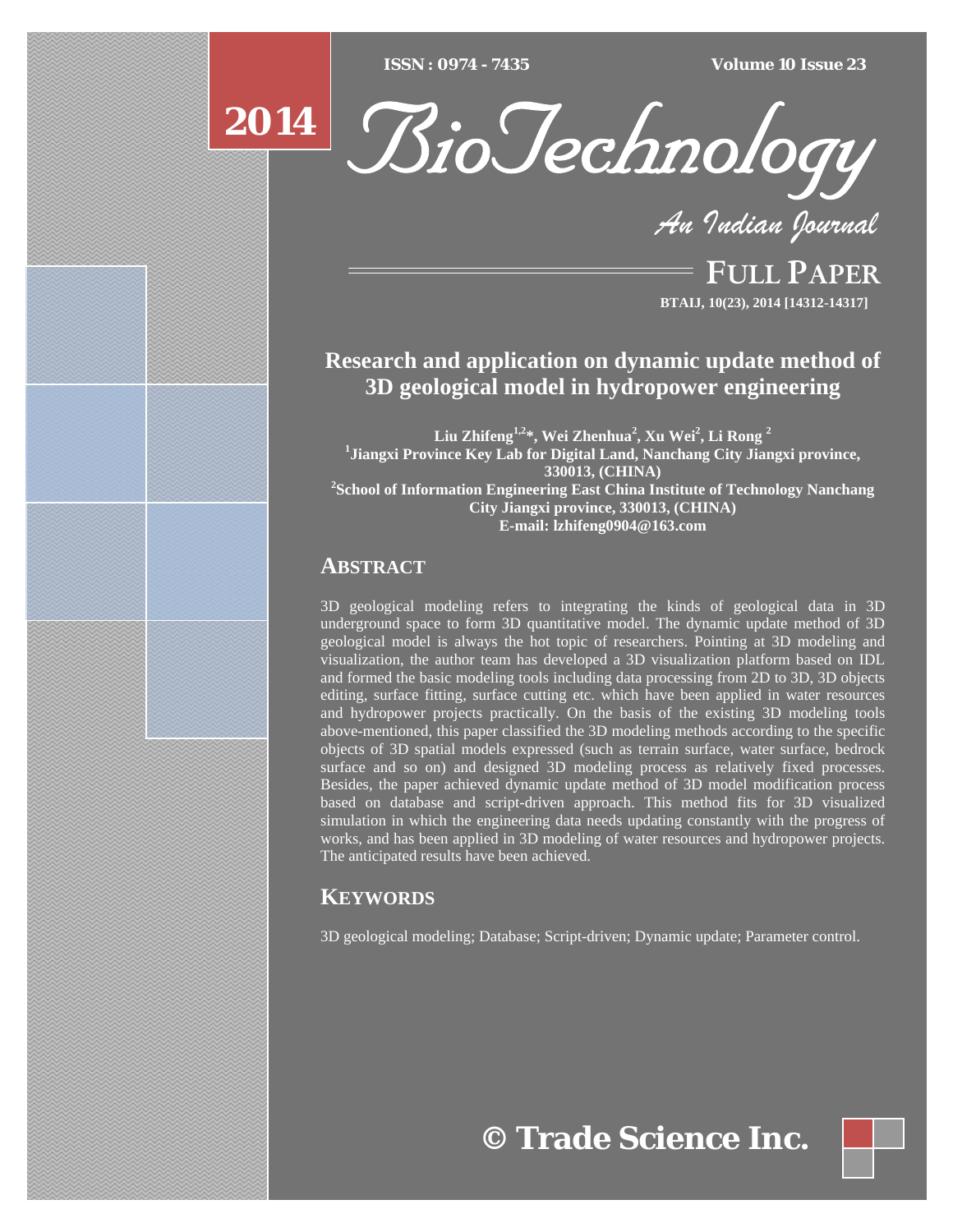# Research and application on dynamic update method of 3D geological model in hydropower engineering

**Liu Zhifeng[1,2]\*, Wei Zhenhua[2], Xu Wei[2], Li Rong[2]**

[1]Jiangxi Province Key Lab for Digital Land, Nanchang City Jiangxi province, 330013, (CHINA)

[2]School of Information Engineering East China Institute of Technology Nanchang City Jiangxi province, 330013, (CHINA)

E-mail: lzhifeng0904@163.com

## ABSTRACT

3D geological modeling refers to integrating the kinds of geological data in 3D underground space to form 3D quantitative model. The dynamic update method of 3D geological model is always the hot topic of researchers. Pointing at 3D modeling and visualization, the author team has developed a 3D visualization platform based on IDL and formed the basic modeling tools including data processing from 2D to 3D, 3D objects editing, surface fitting, surface cutting etc. which have been applied in water resources and hydropower projects practically. On the basis of the existing 3D modeling tools above-mentioned, this paper classified the 3D modeling methods according to the specific objects of 3D spatial models expressed (such as terrain surface, water surface, bedrock surface and so on) and designed 3D modeling process as relatively fixed processes. Besides, the paper achieved dynamic update method of 3D model modification process based on database and script-driven approach. This method fits for 3D visualized simulation in which the engineering data needs updating constantly with the progress of works, and has been applied in 3D modeling of water resources and hydropower projects. The anticipated results have been achieved.

## KEYWORDS

3D geological modeling; Database; Script-driven; Dynamic update; Parameter control.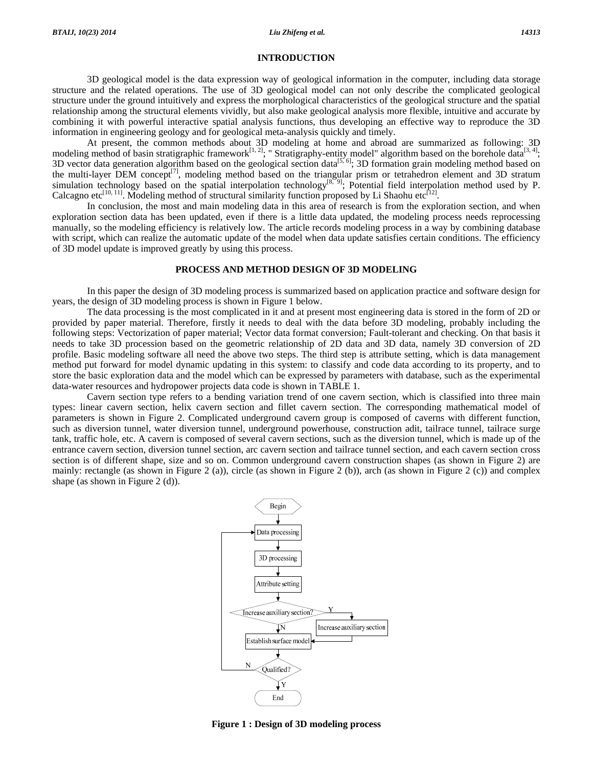## INTRODUCTION

3D geological model is the data expression way of geological information in the computer, including data storage structure and the related operations. The use of 3D geological model can not only describe the complicated geological structure under the ground intuitively and express the morphological characteristics of the geological structure and the spatial relationship among the structural elements vividly, but also make geological analysis more flexible, intuitive and accurate by combining it with powerful interactive spatial analysis functions, thus developing an effective way to reproduce the 3D information in engineering geology and for geological meta-analysis quickly and timely.

At present, the common methods about 3D modeling at home and abroad are summarized as following: 3D modeling method of basin stratigraphic framework[1, 2]; " Stratigraphy-entity model" algorithm based on the borehole data[3, 4]; 3D vector data generation algorithm based on the geological section data[5, 6]; 3D formation grain modeling method based on the multi-layer DEM concept[7], modeling method based on the triangular prism or tetrahedron element and 3D stratum simulation technology based on the spatial interpolation technology[8, 9]; Potential field interpolation method used by P. Calcagno etc[10, 11]. Modeling method of structural similarity function proposed by Li Shaohu etc[12].

In conclusion, the most and main modeling data in this area of research is from the exploration section, and when exploration section data has been updated, even if there is a little data updated, the modeling process needs reprocessing manually, so the modeling efficiency is relatively low. The article records modeling process in a way by combining database with script, which can realize the automatic update of the model when data update satisfies certain conditions. The efficiency of 3D model update is improved greatly by using this process.

## PROCESS AND METHOD DESIGN OF 3D MODELING

In this paper the design of 3D modeling process is summarized based on application practice and software design for years, the design of 3D modeling process is shown in Figure 1 below.

The data processing is the most complicated in it and at present most engineering data is stored in the form of 2D or provided by paper material. Therefore, firstly it needs to deal with the data before 3D modeling, probably including the following steps: Vectorization of paper material; Vector data format conversion; Fault-tolerant and checking. On that basis it needs to take 3D procession based on the geometric relationship of 2D data and 3D data, namely 3D conversion of 2D profile. Basic modeling software all need the above two steps. The third step is attribute setting, which is data management method put forward for model dynamic updating in this system: to classify and code data according to its property, and to store the basic exploration data and the model which can be expressed by parameters with database, such as the experimental data-water resources and hydropower projects data code is shown in TABLE 1.

Cavern section type refers to a bending variation trend of one cavern section, which is classified into three main types: linear cavern section, helix cavern section and fillet cavern section. The corresponding mathematical model of parameters is shown in Figure 2. Complicated underground cavern group is composed of caverns with different function, such as diversion tunnel, water diversion tunnel, underground powerhouse, construction adit, tailrace tunnel, tailrace surge tank, traffic hole, etc. A cavern is composed of several cavern sections, such as the diversion tunnel, which is made up of the entrance cavern section, diversion tunnel section, arc cavern section and tailrace tunnel section, and each cavern section cross section is of different shape, size and so on. Common underground cavern construction shapes (as shown in Figure 2) are mainly: rectangle (as shown in Figure 2 (a)), circle (as shown in Figure 2 (b)), arch (as shown in Figure 2 (c)) and complex shape (as shown in Figure 2 (d)).

Begin → Data processing → 3D processing → Attribute setting → Increase auxiliary section? (Y → Increase auxiliary section → Establish surface model; N → Establish surface model) → Qualified? (N → Data processing; Y → End)

**Figure 1 : Design of 3D modeling process**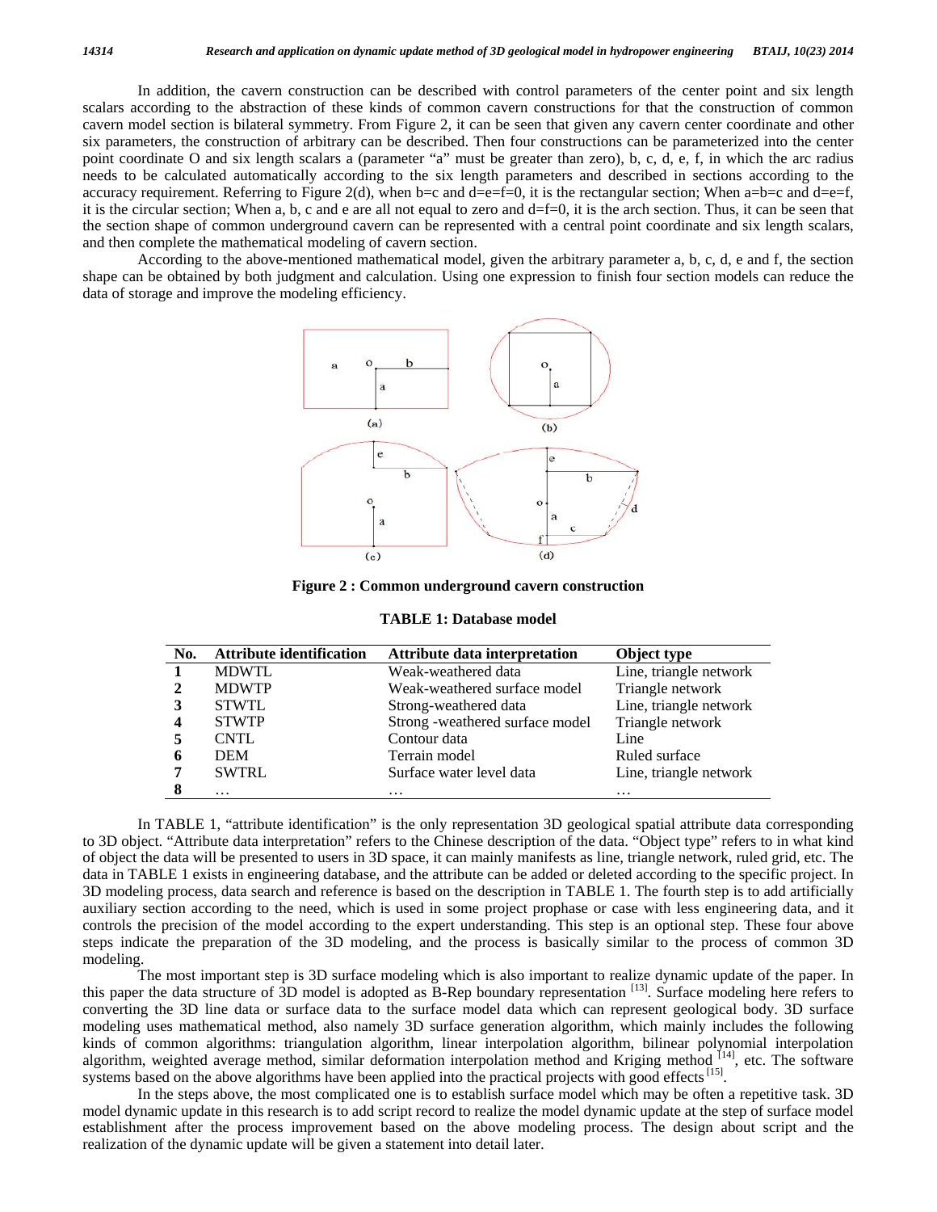In addition, the cavern construction can be described with control parameters of the center point and six length scalars according to the abstraction of these kinds of common cavern constructions for that the construction of common cavern model section is bilateral symmetry. From Figure 2, it can be seen that given any cavern center coordinate and other six parameters, the construction of arbitrary can be described. Then four constructions can be parameterized into the center point coordinate O and six length scalars a (parameter "a" must be greater than zero), b, c, d, e, f, in which the arc radius needs to be calculated automatically according to the six length parameters and described in sections according to the accuracy requirement. Referring to Figure 2(d), when b=c and d=e=f=0, it is the rectangular section; When a=b=c and d=e=f, it is the circular section; When a, b, c and e are all not equal to zero and d=f=0, it is the arch section. Thus, it can be seen that the section shape of common underground cavern can be represented with a central point coordinate and six length scalars, and then complete the mathematical modeling of cavern section.

According to the above-mentioned mathematical model, given the arbitrary parameter a, b, c, d, e and f, the section shape can be obtained by both judgment and calculation. Using one expression to finish four section models can reduce the data of storage and improve the modeling efficiency.

**Figure 2 : Common underground cavern construction**

**TABLE 1: Database model**

| No. | Attribute identification | Attribute data interpretation | Object type |
|---|---|---|---|
| **1** | MDWTL | Weak-weathered data | Line, triangle network |
| **2** | MDWTP | Weak-weathered surface model | Triangle network |
| **3** | STWTL | Strong-weathered data | Line, triangle network |
| **4** | STWTP | Strong -weathered surface model | Triangle network |
| **5** | CNTL | Contour data | Line |
| **6** | DEM | Terrain model | Ruled surface |
| **7** | SWTRL | Surface water level data | Line, triangle network |
| **8** | … | … | … |

In TABLE 1, "attribute identification" is the only representation 3D geological spatial attribute data corresponding to 3D object. "Attribute data interpretation" refers to the Chinese description of the data. "Object type" refers to in what kind of object the data will be presented to users in 3D space, it can mainly manifests as line, triangle network, ruled grid, etc. The data in TABLE 1 exists in engineering database, and the attribute can be added or deleted according to the specific project. In 3D modeling process, data search and reference is based on the description in TABLE 1. The fourth step is to add artificially auxiliary section according to the need, which is used in some project prophase or case with less engineering data, and it controls the precision of the model according to the expert understanding. This step is an optional step. These four above steps indicate the preparation of the 3D modeling, and the process is basically similar to the process of common 3D modeling.

The most important step is 3D surface modeling which is also important to realize dynamic update of the paper. In this paper the data structure of 3D model is adopted as B-Rep boundary representation [13]. Surface modeling here refers to converting the 3D line data or surface data to the surface model data which can represent geological body. 3D surface modeling uses mathematical method, also namely 3D surface generation algorithm, which mainly includes the following kinds of common algorithms: triangulation algorithm, linear interpolation algorithm, bilinear polynomial interpolation algorithm, weighted average method, similar deformation interpolation method and Kriging method [14], etc. The software systems based on the above algorithms have been applied into the practical projects with good effects [15].

In the steps above, the most complicated one is to establish surface model which may be often a repetitive task. 3D model dynamic update in this research is to add script record to realize the model dynamic update at the step of surface model establishment after the process improvement based on the above modeling process. The design about script and the realization of the dynamic update will be given a statement into detail later.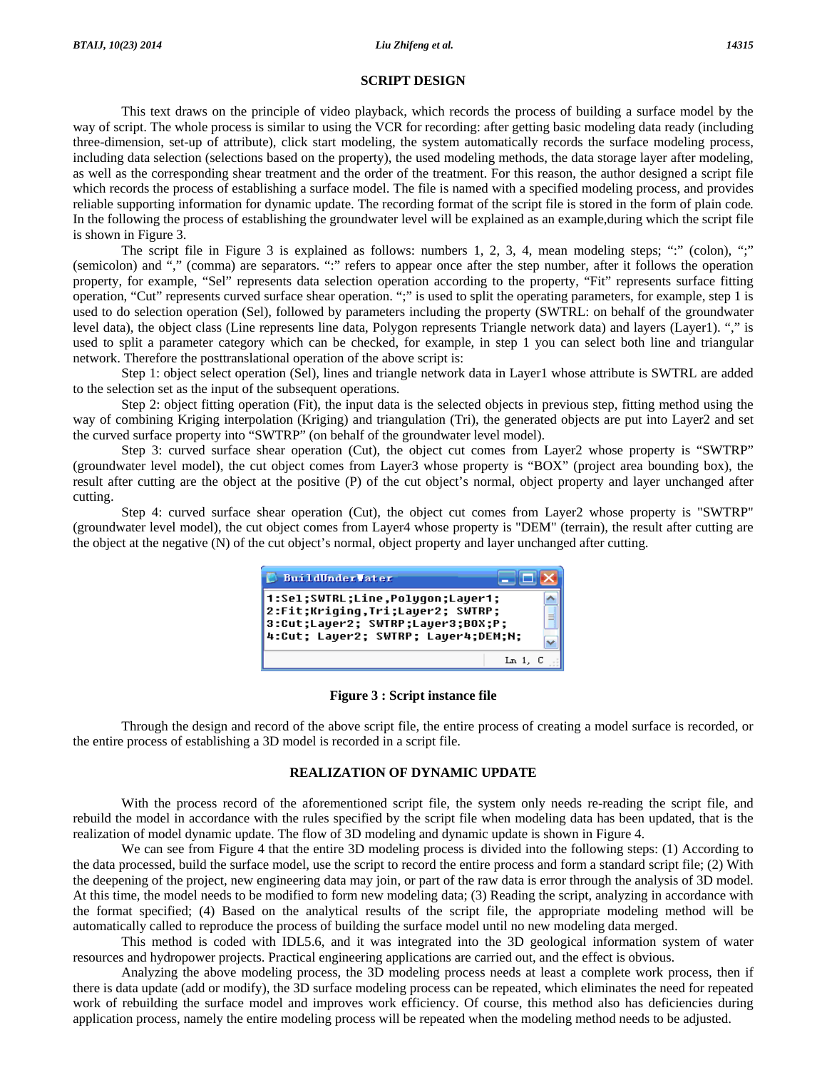## SCRIPT DESIGN

This text draws on the principle of video playback, which records the process of building a surface model by the way of script. The whole process is similar to using the VCR for recording: after getting basic modeling data ready (including three-dimension, set-up of attribute), click start modeling, the system automatically records the surface modeling process, including data selection (selections based on the property), the used modeling methods, the data storage layer after modeling, as well as the corresponding shear treatment and the order of the treatment. For this reason, the author designed a script file which records the process of establishing a surface model. The file is named with a specified modeling process, and provides reliable supporting information for dynamic update. The recording format of the script file is stored in the form of plain code. In the following the process of establishing the groundwater level will be explained as an example,during which the script file is shown in Figure 3.

The script file in Figure 3 is explained as follows: numbers 1, 2, 3, 4, mean modeling steps; ":" (colon), ";" (semicolon) and "," (comma) are separators. ":" refers to appear once after the step number, after it follows the operation property, for example, "Sel" represents data selection operation according to the property, "Fit" represents surface fitting operation, "Cut" represents curved surface shear operation. ";" is used to split the operating parameters, for example, step 1 is used to do selection operation (Sel), followed by parameters including the property (SWTRL: on behalf of the groundwater level data), the object class (Line represents line data, Polygon represents Triangle network data) and layers (Layer1). "," is used to split a parameter category which can be checked, for example, in step 1 you can select both line and triangular network. Therefore the posttranslational operation of the above script is:

Step 1: object select operation (Sel), lines and triangle network data in Layer1 whose attribute is SWTRL are added to the selection set as the input of the subsequent operations.

Step 2: object fitting operation (Fit), the input data is the selected objects in previous step, fitting method using the way of combining Kriging interpolation (Kriging) and triangulation (Tri), the generated objects are put into Layer2 and set the curved surface property into "SWTRP" (on behalf of the groundwater level model).

Step 3: curved surface shear operation (Cut), the object cut comes from Layer2 whose property is "SWTRP" (groundwater level model), the cut object comes from Layer3 whose property is "BOX" (project area bounding box), the result after cutting are the object at the positive (P) of the cut object's normal, object property and layer unchanged after cutting.

Step 4: curved surface shear operation (Cut), the object cut comes from Layer2 whose property is "SWTRP" (groundwater level model), the cut object comes from Layer4 whose property is "DEM" (terrain), the result after cutting are the object at the negative (N) of the cut object's normal, object property and layer unchanged after cutting.

```
BuildUnderWater
1:Sel;SWTRL;Line,Polygon;Layer1;
2:Fit;Kriging,Tri;Layer2; SWTRP;
3:Cut;Layer2; SWTRP;Layer3;BOX;P;
4:Cut; Layer2; SWTRP; Layer4;DEM;N;
```

**Figure 3 : Script instance file**

Through the design and record of the above script file, the entire process of creating a model surface is recorded, or the entire process of establishing a 3D model is recorded in a script file.

## REALIZATION OF DYNAMIC UPDATE

With the process record of the aforementioned script file, the system only needs re-reading the script file, and rebuild the model in accordance with the rules specified by the script file when modeling data has been updated, that is the realization of model dynamic update. The flow of 3D modeling and dynamic update is shown in Figure 4.

We can see from Figure 4 that the entire 3D modeling process is divided into the following steps: (1) According to the data processed, build the surface model, use the script to record the entire process and form a standard script file; (2) With the deepening of the project, new engineering data may join, or part of the raw data is error through the analysis of 3D model. At this time, the model needs to be modified to form new modeling data; (3) Reading the script, analyzing in accordance with the format specified; (4) Based on the analytical results of the script file, the appropriate modeling method will be automatically called to reproduce the process of building the surface model until no new modeling data merged.

This method is coded with IDL5.6, and it was integrated into the 3D geological information system of water resources and hydropower projects. Practical engineering applications are carried out, and the effect is obvious.

Analyzing the above modeling process, the 3D modeling process needs at least a complete work process, then if there is data update (add or modify), the 3D surface modeling process can be repeated, which eliminates the need for repeated work of rebuilding the surface model and improves work efficiency. Of course, this method also has deficiencies during application process, namely the entire modeling process will be repeated when the modeling method needs to be adjusted.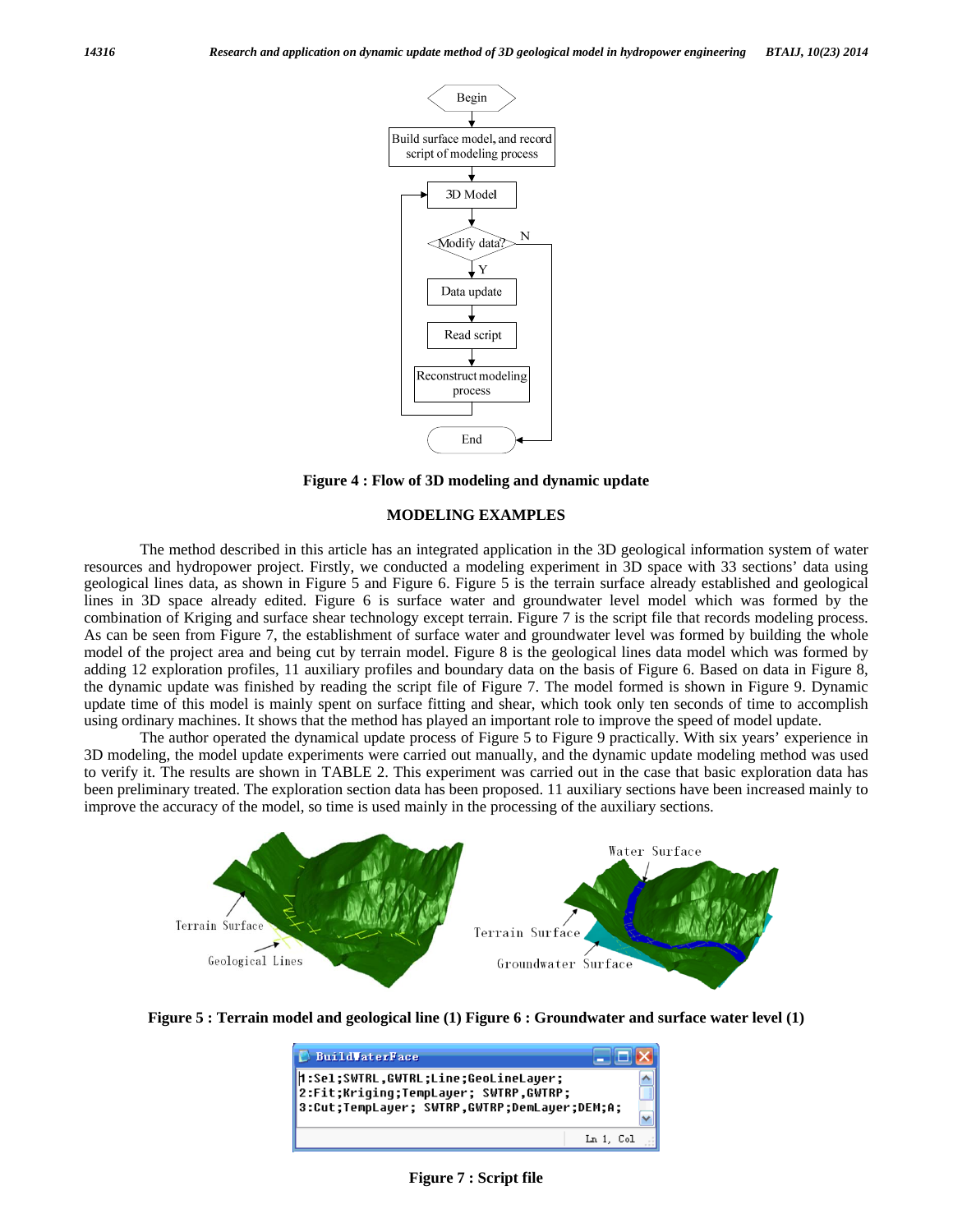Figure 4 : Flow of 3D modeling and dynamic update

## MODELING EXAMPLES

The method described in this article has an integrated application in the 3D geological information system of water resources and hydropower project. Firstly, we conducted a modeling experiment in 3D space with 33 sections' data using geological lines data, as shown in Figure 5 and Figure 6. Figure 5 is the terrain surface already established and geological lines in 3D space already edited. Figure 6 is surface water and groundwater level model which was formed by the combination of Kriging and surface shear technology except terrain. Figure 7 is the script file that records modeling process. As can be seen from Figure 7, the establishment of surface water and groundwater level was formed by building the whole model of the project area and being cut by terrain model. Figure 8 is the geological lines data model which was formed by adding 12 exploration profiles, 11 auxiliary profiles and boundary data on the basis of Figure 6. Based on data in Figure 8, the dynamic update was finished by reading the script file of Figure 7. The model formed is shown in Figure 9. Dynamic update time of this model is mainly spent on surface fitting and shear, which took only ten seconds of time to accomplish using ordinary machines. It shows that the method has played an important role to improve the speed of model update.

The author operated the dynamical update process of Figure 5 to Figure 9 practically. With six years' experience in 3D modeling, the model update experiments were carried out manually, and the dynamic update modeling method was used to verify it. The results are shown in TABLE 2. This experiment was carried out in the case that basic exploration data has been preliminary treated. The exploration section data has been proposed. 11 auxiliary sections have been increased mainly to improve the accuracy of the model, so time is used mainly in the processing of the auxiliary sections.

Figure 5 : Terrain model and geological line (1) Figure 6 : Groundwater and surface water level (1)

```
1:Sel;SWTRL,GWTRL;Line;GeoLineLayer;
2:Fit;Kriging;TempLayer; SWTRP,GWTRP;
3:Cut;TempLayer; SWTRP,GWTRP;DemLayer;DEM;A;
```

Figure 7 : Script file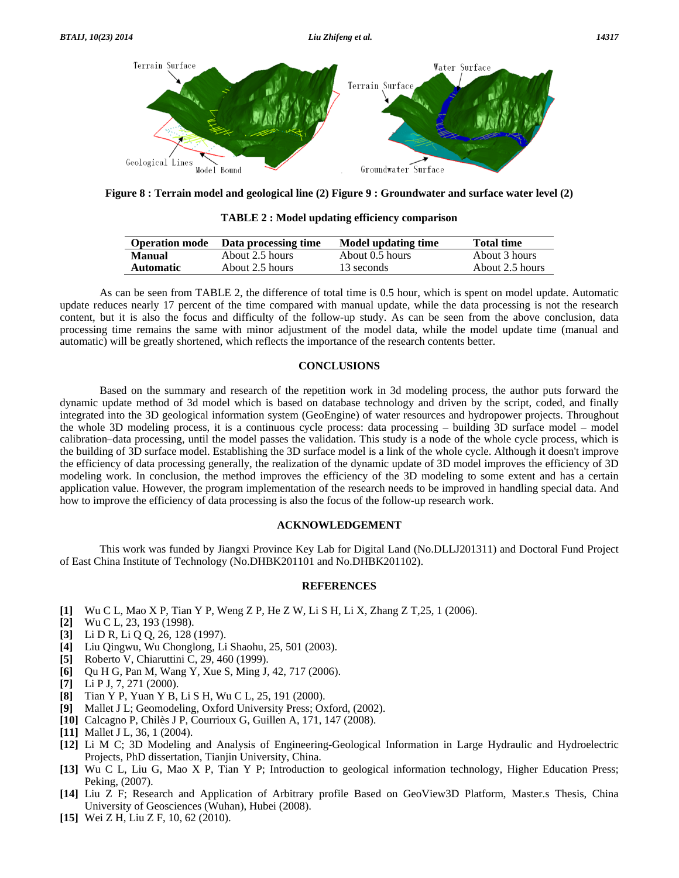Terrain Surface

Geological Lines

Model Bound

Water Surface

Terrain Surface

Groundwater Surface

**Figure 8 : Terrain model and geological line (2) Figure 9 : Groundwater and surface water level (2)**

**TABLE 2 : Model updating efficiency comparison**

| Operation mode | Data processing time | Model updating time | Total time |
|---|---|---|---|
| **Manual** | About 2.5 hours | About 0.5 hours | About 3 hours |
| **Automatic** | About 2.5 hours | 13 seconds | About 2.5 hours |

As can be seen from TABLE 2, the difference of total time is 0.5 hour, which is spent on model update. Automatic update reduces nearly 17 percent of the time compared with manual update, while the data processing is not the research content, but it is also the focus and difficulty of the follow-up study. As can be seen from the above conclusion, data processing time remains the same with minor adjustment of the model data, while the model update time (manual and automatic) will be greatly shortened, which reflects the importance of the research contents better.

## CONCLUSIONS

Based on the summary and research of the repetition work in 3d modeling process, the author puts forward the dynamic update method of 3d model which is based on database technology and driven by the script, coded, and finally integrated into the 3D geological information system (GeoEngine) of water resources and hydropower projects. Throughout the whole 3D modeling process, it is a continuous cycle process: data processing – building 3D surface model – model calibration–data processing, until the model passes the validation. This study is a node of the whole cycle process, which is the building of 3D surface model. Establishing the 3D surface model is a link of the whole cycle. Although it doesn't improve the efficiency of data processing generally, the realization of the dynamic update of 3D model improves the efficiency of 3D modeling work. In conclusion, the method improves the efficiency of the 3D modeling to some extent and has a certain application value. However, the program implementation of the research needs to be improved in handling special data. And how to improve the efficiency of data processing is also the focus of the follow-up research work.

## ACKNOWLEDGEMENT

This work was funded by Jiangxi Province Key Lab for Digital Land (No.DLLJ201311) and Doctoral Fund Project of East China Institute of Technology (No.DHBK201101 and No.DHBK201102).

## REFERENCES

**[1]** Wu C L, Mao X P, Tian Y P, Weng Z P, He Z W, Li S H, Li X, Zhang Z T,25, 1 (2006).
**[2]** Wu C L, 23, 193 (1998).
**[3]** Li D R, Li Q Q, 26, 128 (1997).
**[4]** Liu Qingwu, Wu Chonglong, Li Shaohu, 25, 501 (2003).
**[5]** Roberto V, Chiaruttini C, 29, 460 (1999).
**[6]** Qu H G, Pan M, Wang Y, Xue S, Ming J, 42, 717 (2006).
**[7]** Li P J, 7, 271 (2000).
**[8]** Tian Y P, Yuan Y B, Li S H, Wu C L, 25, 191 (2000).
**[9]** Mallet J L; Geomodeling, Oxford University Press; Oxford, (2002).
**[10]** Calcagno P, Chilès J P, Courrioux G, Guillen A, 171, 147 (2008).
**[11]** Mallet J L, 36, 1 (2004).
**[12]** Li M C; 3D Modeling and Analysis of Engineering-Geological Information in Large Hydraulic and Hydroelectric Projects, PhD dissertation, Tianjin University, China.
**[13]** Wu C L, Liu G, Mao X P, Tian Y P; Introduction to geological information technology, Higher Education Press; Peking, (2007).
**[14]** Liu Z F; Research and Application of Arbitrary profile Based on GeoView3D Platform, Master.s Thesis, China University of Geosciences (Wuhan), Hubei (2008).
**[15]** Wei Z H, Liu Z F, 10, 62 (2010).